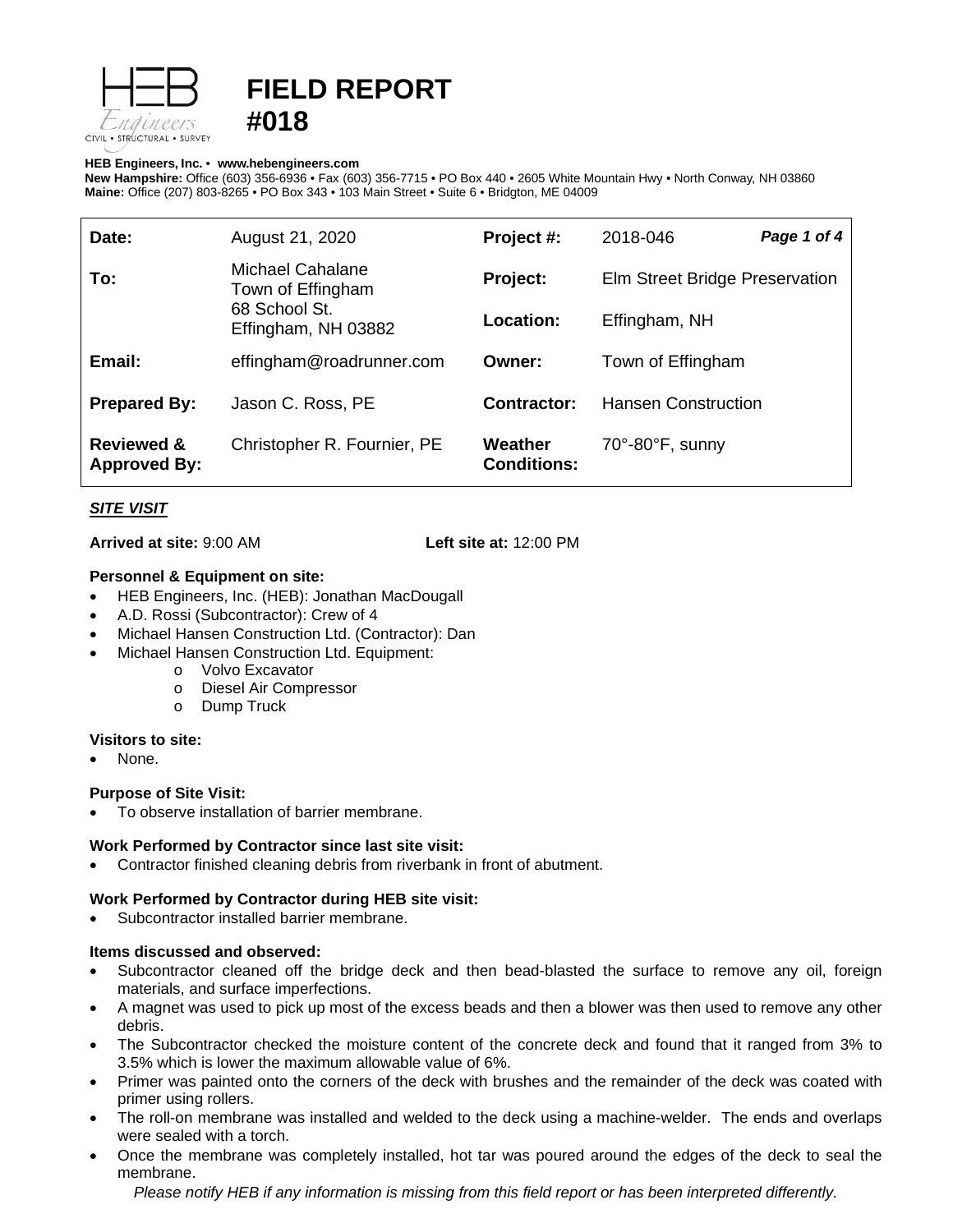# FIELD REPORT #018

**HEB Engineers, Inc.** • **www.hebengineers.com**
**New Hampshire:** Office (603) 356-6936 • Fax (603) 356-7715 • PO Box 440 • 2605 White Mountain Hwy • North Conway, NH 03860
**Maine:** Office (207) 803-8265 • PO Box 343 • 103 Main Street • Suite 6 • Bridgton, ME 04009

| | | | |
|---|---|---|---|
| **Date:** | August 21, 2020 | **Project #:** | 2018-046 |
| **To:** | Michael Cahalane<br>Town of Effingham<br>68 School St.<br>Effingham, NH 03882 | **Project:** | Elm Street Bridge Preservation |
| | | **Location:** | Effingham, NH |
| **Email:** | effingham@roadrunner.com | **Owner:** | Town of Effingham |
| **Prepared By:** | Jason C. Ross, PE | **Contractor:** | Hansen Construction |
| **Reviewed & Approved By:** | Christopher R. Fournier, PE | **Weather Conditions:** | 70°-80°F, sunny |

***SITE VISIT***

**Arrived at site:** 9:00 AM **Left site at:** 12:00 PM

**Personnel & Equipment on site:**

- HEB Engineers, Inc. (HEB): Jonathan MacDougall
- A.D. Rossi (Subcontractor): Crew of 4
- Michael Hansen Construction Ltd. (Contractor): Dan
- Michael Hansen Construction Ltd. Equipment:
  - Volvo Excavator
  - Diesel Air Compressor
  - Dump Truck

**Visitors to site:**

- None.

**Purpose of Site Visit:**

- To observe installation of barrier membrane.

**Work Performed by Contractor since last site visit:**

- Contractor finished cleaning debris from riverbank in front of abutment.

**Work Performed by Contractor during HEB site visit:**

- Subcontractor installed barrier membrane.

**Items discussed and observed:**

- Subcontractor cleaned off the bridge deck and then bead-blasted the surface to remove any oil, foreign materials, and surface imperfections.
- A magnet was used to pick up most of the excess beads and then a blower was then used to remove any other debris.
- The Subcontractor checked the moisture content of the concrete deck and found that it ranged from 3% to 3.5% which is lower the maximum allowable value of 6%.
- Primer was painted onto the corners of the deck with brushes and the remainder of the deck was coated with primer using rollers.
- The roll-on membrane was installed and welded to the deck using a machine-welder. The ends and overlaps were sealed with a torch.
- Once the membrane was completely installed, hot tar was poured around the edges of the deck to seal the membrane.

*Please notify HEB if any information is missing from this field report or has been interpreted differently.*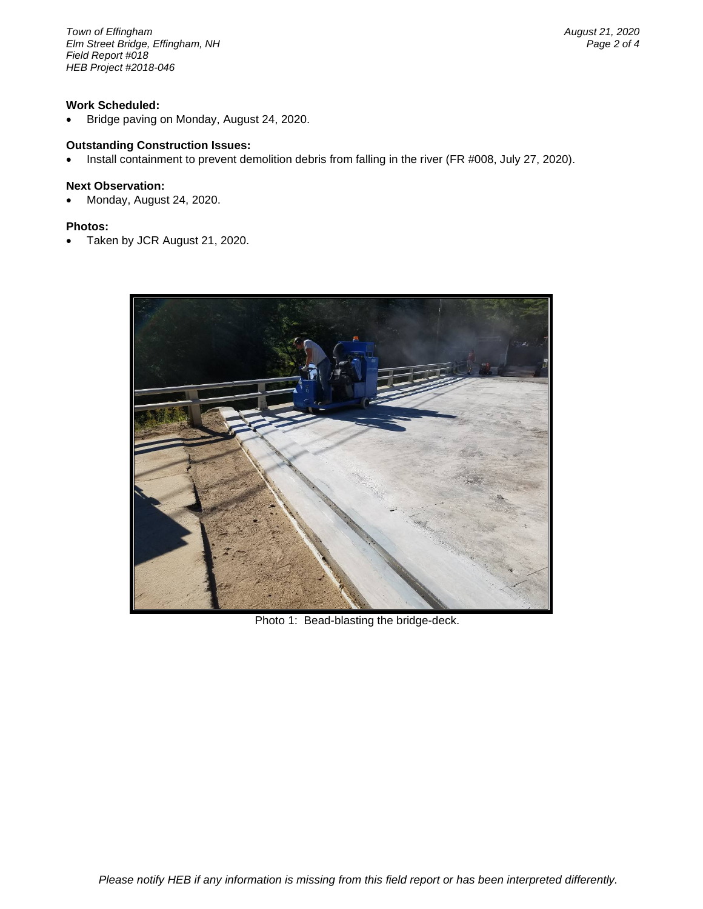**Work Scheduled:**

- Bridge paving on Monday, August 24, 2020.

**Outstanding Construction Issues:**

- Install containment to prevent demolition debris from falling in the river (FR #008, July 27, 2020).

**Next Observation:**

- Monday, August 24, 2020.

**Photos:**

- Taken by JCR August 21, 2020.

Photo 1: Bead-blasting the bridge-deck.

*Please notify HEB if any information is missing from this field report or has been interpreted differently.*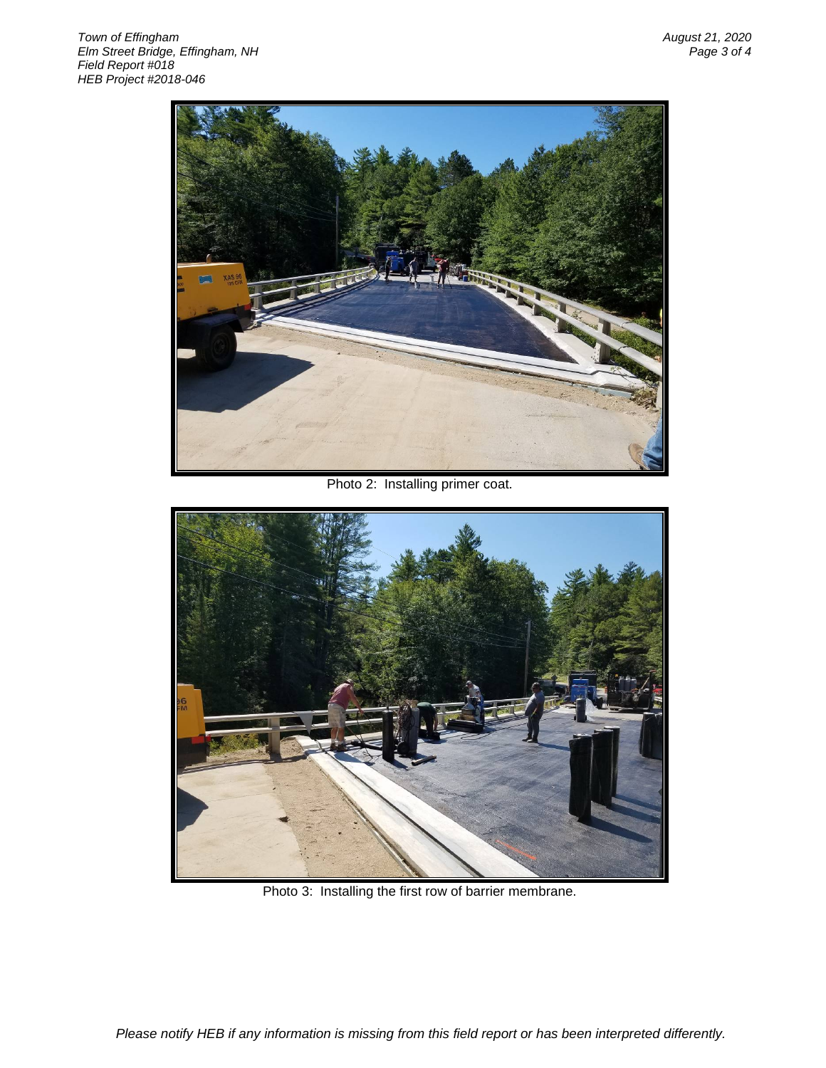Photo 2: Installing primer coat.

Photo 3: Installing the first row of barrier membrane.

*Please notify HEB if any information is missing from this field report or has been interpreted differently.*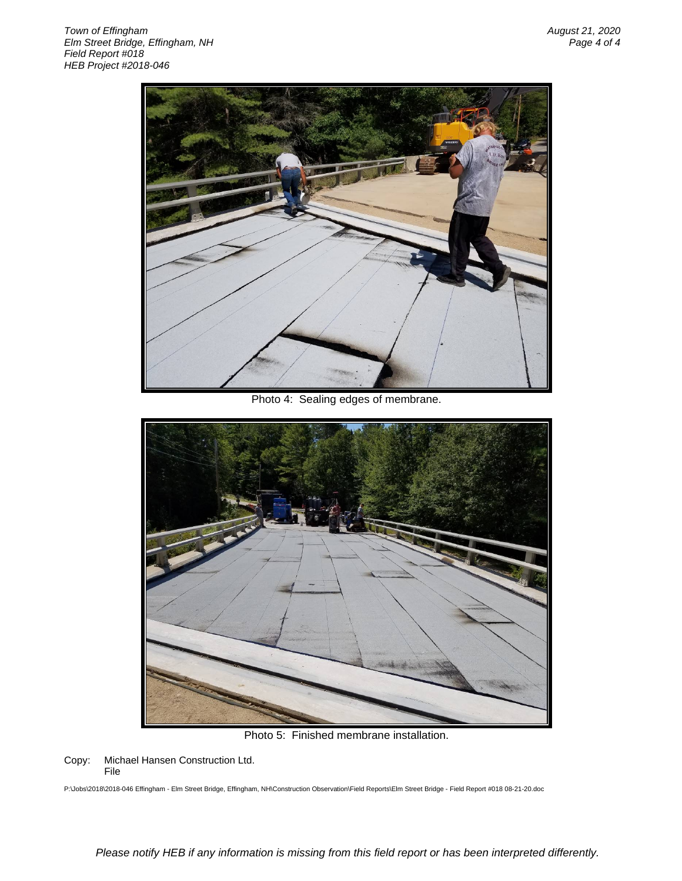Photo 4: Sealing edges of membrane.

Photo 5: Finished membrane installation.

Copy: Michael Hansen Construction Ltd.
File

P:\Jobs\2018\2018-046 Effingham - Elm Street Bridge, Effingham, NH\Construction Observation\Field Reports\Elm Street Bridge - Field Report #018 08-21-20.doc

*Please notify HEB if any information is missing from this field report or has been interpreted differently.*